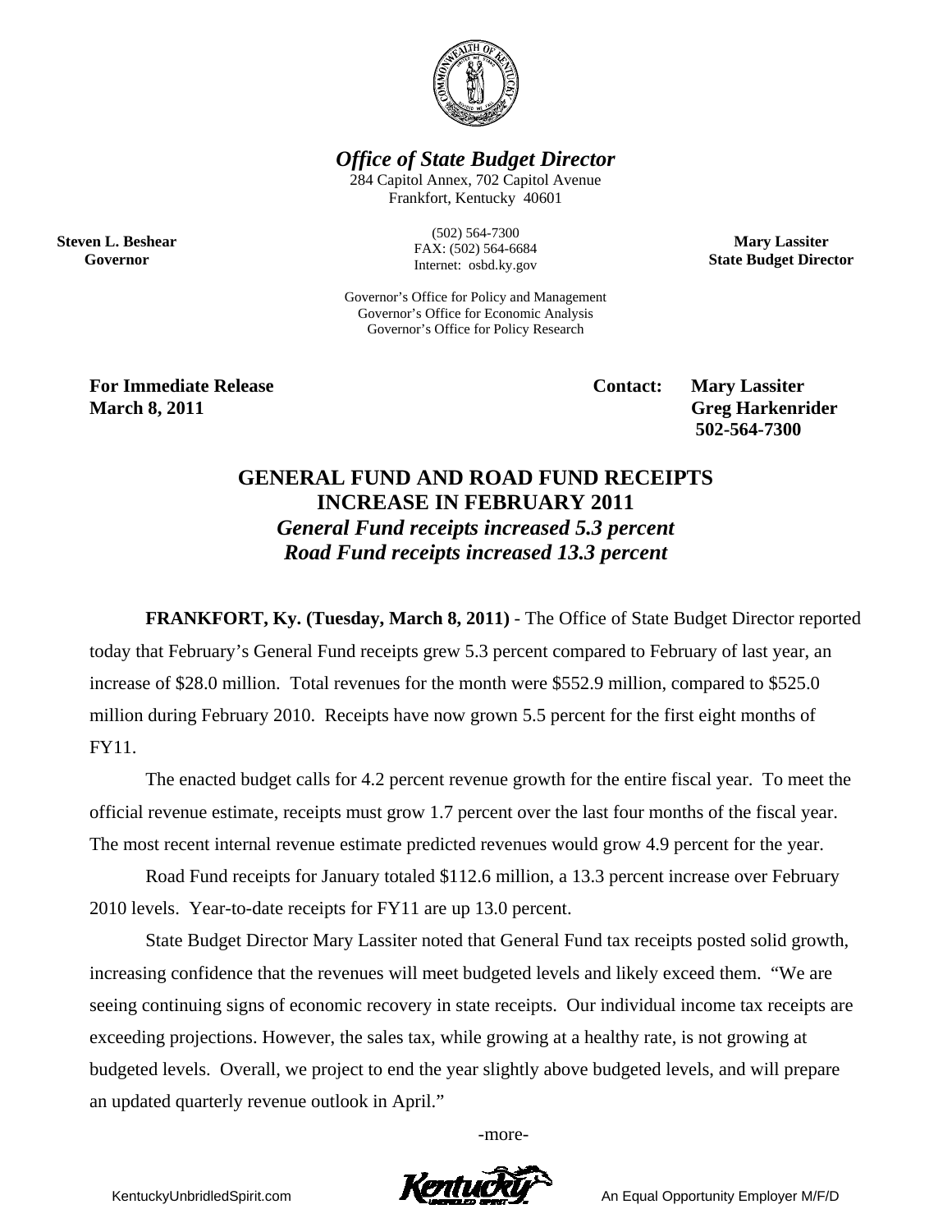# *Office of State Budget Director*

284 Capitol Annex, 702 Capitol Avenue
Frankfort, Kentucky 40601

(502) 564-7300
FAX: (502) 564-6684
Internet: osbd.ky.gov

Governor's Office for Policy and Management
Governor's Office for Economic Analysis
Governor's Office for Policy Research

**Steven L. Beshear**
**Governor**

**Mary Lassiter**
**State Budget Director**

**For Immediate Release**
**March 8, 2011**

**Contact: Mary Lassiter**
**Greg Harkenrider**
**502-564-7300**

## GENERAL FUND AND ROAD FUND RECEIPTS INCREASE IN FEBRUARY 2011

### *General Fund receipts increased 5.3 percent*
### *Road Fund receipts increased 13.3 percent*

**FRANKFORT, Ky. (Tuesday, March 8, 2011)** - The Office of State Budget Director reported today that February's General Fund receipts grew 5.3 percent compared to February of last year, an increase of $28.0 million. Total revenues for the month were $552.9 million, compared to $525.0 million during February 2010. Receipts have now grown 5.5 percent for the first eight months of FY11.

The enacted budget calls for 4.2 percent revenue growth for the entire fiscal year. To meet the official revenue estimate, receipts must grow 1.7 percent over the last four months of the fiscal year. The most recent internal revenue estimate predicted revenues would grow 4.9 percent for the year.

Road Fund receipts for January totaled $112.6 million, a 13.3 percent increase over February 2010 levels. Year-to-date receipts for FY11 are up 13.0 percent.

State Budget Director Mary Lassiter noted that General Fund tax receipts posted solid growth, increasing confidence that the revenues will meet budgeted levels and likely exceed them. "We are seeing continuing signs of economic recovery in state receipts. Our individual income tax receipts are exceeding projections. However, the sales tax, while growing at a healthy rate, is not growing at budgeted levels. Overall, we project to end the year slightly above budgeted levels, and will prepare an updated quarterly revenue outlook in April."

-more-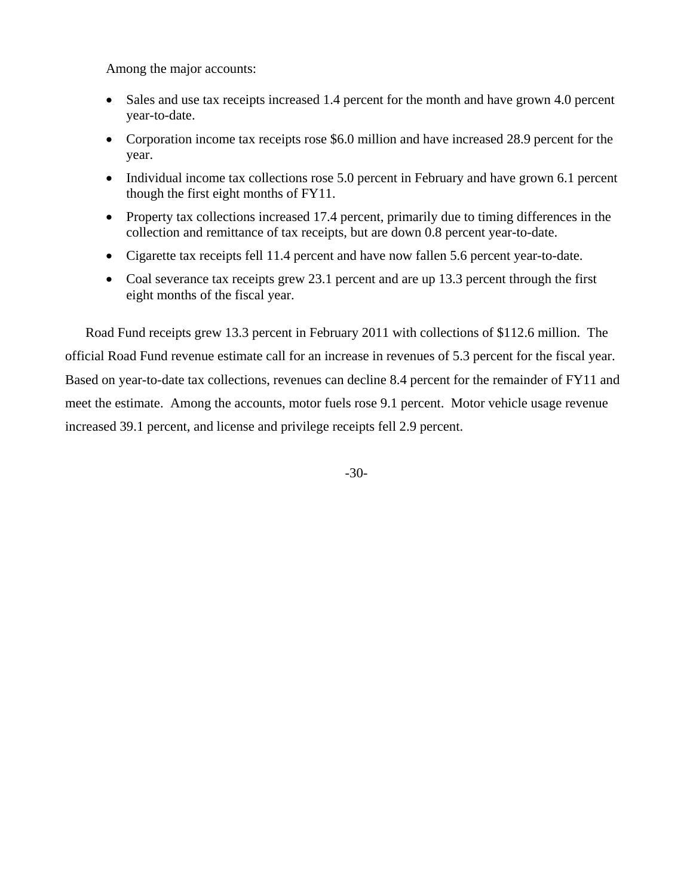Among the major accounts:

- Sales and use tax receipts increased 1.4 percent for the month and have grown 4.0 percent year-to-date.
- Corporation income tax receipts rose $6.0 million and have increased 28.9 percent for the year.
- Individual income tax collections rose 5.0 percent in February and have grown 6.1 percent though the first eight months of FY11.
- Property tax collections increased 17.4 percent, primarily due to timing differences in the collection and remittance of tax receipts, but are down 0.8 percent year-to-date.
- Cigarette tax receipts fell 11.4 percent and have now fallen 5.6 percent year-to-date.
- Coal severance tax receipts grew 23.1 percent and are up 13.3 percent through the first eight months of the fiscal year.

Road Fund receipts grew 13.3 percent in February 2011 with collections of $112.6 million. The official Road Fund revenue estimate call for an increase in revenues of 5.3 percent for the fiscal year. Based on year-to-date tax collections, revenues can decline 8.4 percent for the remainder of FY11 and meet the estimate. Among the accounts, motor fuels rose 9.1 percent. Motor vehicle usage revenue increased 39.1 percent, and license and privilege receipts fell 2.9 percent.

-30-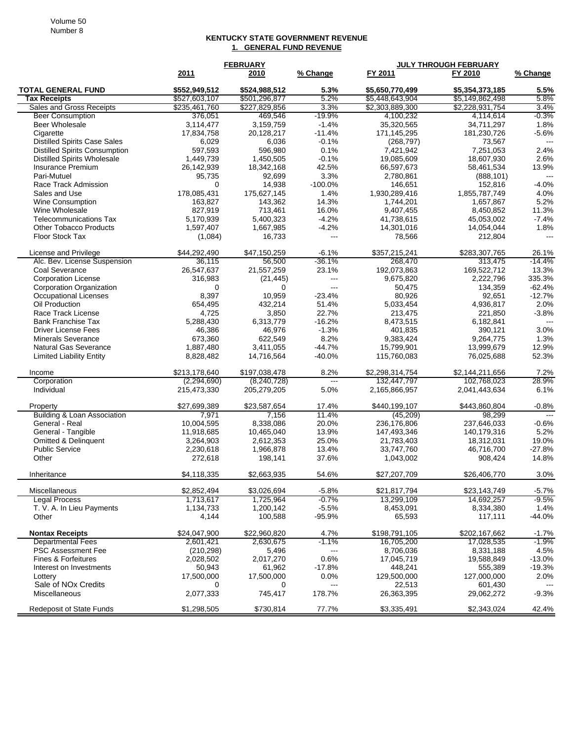# KENTUCKY STATE GOVERNMENT REVENUE

## 1. GENERAL FUND REVENUE

| | FEBRUARY | | | JULY THROUGH FEBRUARY | | |
|---|---|---|---|---|---|---|
| | 2011 | 2010 | % Change | FY 2011 | FY 2010 | % Change |
| **TOTAL GENERAL FUND** | **$552,949,512** | **$524,988,512** | **5.3%** | **$5,650,770,499** | **$5,354,373,185** | **5.5%** |
| **Tax Receipts** | $527,603,107 | $501,296,877 | 5.2% | $5,448,643,904 | $5,149,862,498 | 5.8% |
| Sales and Gross Receipts | $235,461,760 | $227,829,856 | 3.3% | $2,303,889,300 | $2,228,931,754 | 3.4% |
| Beer Consumption | 376,051 | 469,546 | -19.9% | 4,100,232 | 4,114,614 | -0.3% |
| Beer Wholesale | 3,114,477 | 3,159,759 | -1.4% | 35,320,565 | 34,711,297 | 1.8% |
| Cigarette | 17,834,758 | 20,128,217 | -11.4% | 171,145,295 | 181,230,726 | -5.6% |
| Distilled Spirits Case Sales | 6,029 | 6,036 | -0.1% | (268,797) | 73,567 | --- |
| Distilled Spirits Consumption | 597,593 | 596,980 | 0.1% | 7,421,942 | 7,251,053 | 2.4% |
| Distilled Spirits Wholesale | 1,449,739 | 1,450,505 | -0.1% | 19,085,609 | 18,607,930 | 2.6% |
| Insurance Premium | 26,142,939 | 18,342,168 | 42.5% | 66,597,673 | 58,461,534 | 13.9% |
| Pari-Mutuel | 95,735 | 92,699 | 3.3% | 2,780,861 | (888,101) | --- |
| Race Track Admission | 0 | 14,938 | -100.0% | 146,651 | 152,816 | -4.0% |
| Sales and Use | 178,085,431 | 175,627,145 | 1.4% | 1,930,289,416 | 1,855,787,749 | 4.0% |
| Wine Consumption | 163,827 | 143,362 | 14.3% | 1,744,201 | 1,657,867 | 5.2% |
| Wine Wholesale | 827,919 | 713,461 | 16.0% | 9,407,455 | 8,450,852 | 11.3% |
| Telecommunications Tax | 5,170,939 | 5,400,323 | -4.2% | 41,738,615 | 45,053,002 | -7.4% |
| Other Tobacco Products | 1,597,407 | 1,667,985 | -4.2% | 14,301,016 | 14,054,044 | 1.8% |
| Floor Stock Tax | (1,084) | 16,733 | --- | 78,566 | 212,804 | --- |
| | | | | | | |
| License and Privilege | $44,292,490 | $47,150,259 | -6.1% | $357,215,241 | $283,307,765 | 26.1% |
| Alc. Bev. License Suspension | 36,115 | 56,500 | -36.1% | 268,470 | 313,475 | -14.4% |
| Coal Severance | 26,547,637 | 21,557,259 | 23.1% | 192,073,863 | 169,522,712 | 13.3% |
| Corporation License | 316,983 | (21,445) | --- | 9,675,820 | 2,222,796 | 335.3% |
| Corporation Organization | 0 | 0 | --- | 50,475 | 134,359 | -62.4% |
| Occupational Licenses | 8,397 | 10,959 | -23.4% | 80,926 | 92,651 | -12.7% |
| Oil Production | 654,495 | 432,214 | 51.4% | 5,033,454 | 4,936,817 | 2.0% |
| Race Track License | 4,725 | 3,850 | 22.7% | 213,475 | 221,850 | -3.8% |
| Bank Franchise Tax | 5,288,430 | 6,313,779 | -16.2% | 8,473,515 | 6,182,841 | --- |
| Driver License Fees | 46,386 | 46,976 | -1.3% | 401,835 | 390,121 | 3.0% |
| Minerals Severance | 673,360 | 622,549 | 8.2% | 9,383,424 | 9,264,775 | 1.3% |
| Natural Gas Severance | 1,887,480 | 3,411,055 | -44.7% | 15,799,901 | 13,999,679 | 12.9% |
| Limited Liability Entity | 8,828,482 | 14,716,564 | -40.0% | 115,760,083 | 76,025,688 | 52.3% |
| | | | | | | |
| Income | $213,178,640 | $197,038,478 | 8.2% | $2,298,314,754 | $2,144,211,656 | 7.2% |
| Corporation | (2,294,690) | (8,240,728) | --- | 132,447,797 | 102,768,023 | 28.9% |
| Individual | 215,473,330 | 205,279,205 | 5.0% | 2,165,866,957 | 2,041,443,634 | 6.1% |
| | | | | | | |
| Property | $27,699,389 | $23,587,654 | 17.4% | $440,199,107 | $443,860,804 | -0.8% |
| Building & Loan Association | 7,971 | 7,156 | 11.4% | (45,209) | 98,299 | --- |
| General - Real | 10,004,595 | 8,338,086 | 20.0% | 236,176,806 | 237,646,033 | -0.6% |
| General - Tangible | 11,918,685 | 10,465,040 | 13.9% | 147,493,346 | 140,179,316 | 5.2% |
| Omitted & Delinquent | 3,264,903 | 2,612,353 | 25.0% | 21,783,403 | 18,312,031 | 19.0% |
| Public Service | 2,230,618 | 1,966,878 | 13.4% | 33,747,760 | 46,716,700 | -27.8% |
| Other | 272,618 | 198,141 | 37.6% | 1,043,002 | 908,424 | 14.8% |
| | | | | | | |
| Inheritance | $4,118,335 | $2,663,935 | 54.6% | $27,207,709 | $26,406,770 | 3.0% |
| | | | | | | |
| Miscellaneous | $2,852,494 | $3,026,694 | -5.8% | $21,817,794 | $23,143,749 | -5.7% |
| Legal Process | 1,713,617 | 1,725,964 | -0.7% | 13,299,109 | 14,692,257 | -9.5% |
| T. V. A. In Lieu Payments | 1,134,733 | 1,200,142 | -5.5% | 8,453,091 | 8,334,380 | 1.4% |
| Other | 4,144 | 100,588 | -95.9% | 65,593 | 117,111 | -44.0% |
| | | | | | | |
| **Nontax Receipts** | $24,047,900 | $22,960,820 | 4.7% | $198,791,105 | $202,167,662 | -1.7% |
| Departmental Fees | 2,601,421 | 2,630,675 | -1.1% | 16,705,200 | 17,028,535 | -1.9% |
| PSC Assessment Fee | (210,298) | 5,496 | --- | 8,706,036 | 8,331,188 | 4.5% |
| Fines & Forfeitures | 2,028,502 | 2,017,270 | 0.6% | 17,045,719 | 19,588,849 | -13.0% |
| Interest on Investments | 50,943 | 61,962 | -17.8% | 448,241 | 555,389 | -19.3% |
| Lottery | 17,500,000 | 17,500,000 | 0.0% | 129,500,000 | 127,000,000 | 2.0% |
| Sale of NOx Credits | 0 | 0 | --- | 22,513 | 601,430 | --- |
| Miscellaneous | 2,077,333 | 745,417 | 178.7% | 26,363,395 | 29,062,272 | -9.3% |
| | | | | | | |
| Redeposit of State Funds | $1,298,505 | $730,814 | 77.7% | $3,335,491 | $2,343,024 | 42.4% |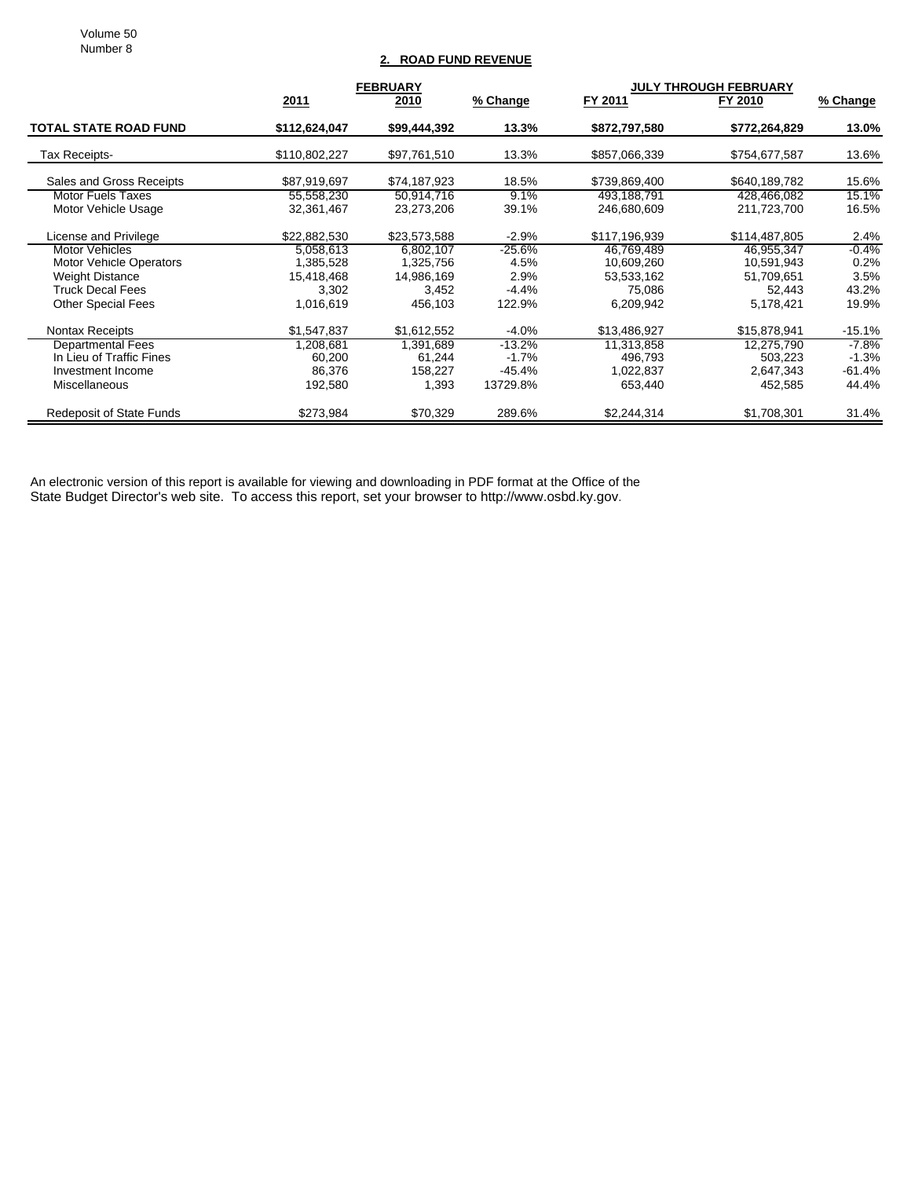## 2. ROAD FUND REVENUE

| | FEBRUARY | | | JULY THROUGH FEBRUARY | | |
|---|---|---|---|---|---|---|
| | 2011 | 2010 | % Change | FY 2011 | FY 2010 | % Change |
| **TOTAL STATE ROAD FUND** | **$112,624,047** | **$99,444,392** | **13.3%** | **$872,797,580** | **$772,264,829** | **13.0%** |
| Tax Receipts- | $110,802,227 | $97,761,510 | 13.3% | $857,066,339 | $754,677,587 | 13.6% |
| Sales and Gross Receipts | $87,919,697 | $74,187,923 | 18.5% | $739,869,400 | $640,189,782 | 15.6% |
| Motor Fuels Taxes | 55,558,230 | 50,914,716 | 9.1% | 493,188,791 | 428,466,082 | 15.1% |
| Motor Vehicle Usage | 32,361,467 | 23,273,206 | 39.1% | 246,680,609 | 211,723,700 | 16.5% |
| License and Privilege | $22,882,530 | $23,573,588 | -2.9% | $117,196,939 | $114,487,805 | 2.4% |
| Motor Vehicles | 5,058,613 | 6,802,107 | -25.6% | 46,769,489 | 46,955,347 | -0.4% |
| Motor Vehicle Operators | 1,385,528 | 1,325,756 | 4.5% | 10,609,260 | 10,591,943 | 0.2% |
| Weight Distance | 15,418,468 | 14,986,169 | 2.9% | 53,533,162 | 51,709,651 | 3.5% |
| Truck Decal Fees | 3,302 | 3,452 | -4.4% | 75,086 | 52,443 | 43.2% |
| Other Special Fees | 1,016,619 | 456,103 | 122.9% | 6,209,942 | 5,178,421 | 19.9% |
| Nontax Receipts | $1,547,837 | $1,612,552 | -4.0% | $13,486,927 | $15,878,941 | -15.1% |
| Departmental Fees | 1,208,681 | 1,391,689 | -13.2% | 11,313,858 | 12,275,790 | -7.8% |
| In Lieu of Traffic Fines | 60,200 | 61,244 | -1.7% | 496,793 | 503,223 | -1.3% |
| Investment Income | 86,376 | 158,227 | -45.4% | 1,022,837 | 2,647,343 | -61.4% |
| Miscellaneous | 192,580 | 1,393 | 13729.8% | 653,440 | 452,585 | 44.4% |
| Redeposit of State Funds | $273,984 | $70,329 | 289.6% | $2,244,314 | $1,708,301 | 31.4% |

An electronic version of this report is available for viewing and downloading in PDF format at the Office of the State Budget Director's web site. To access this report, set your browser to http://www.osbd.ky.gov.